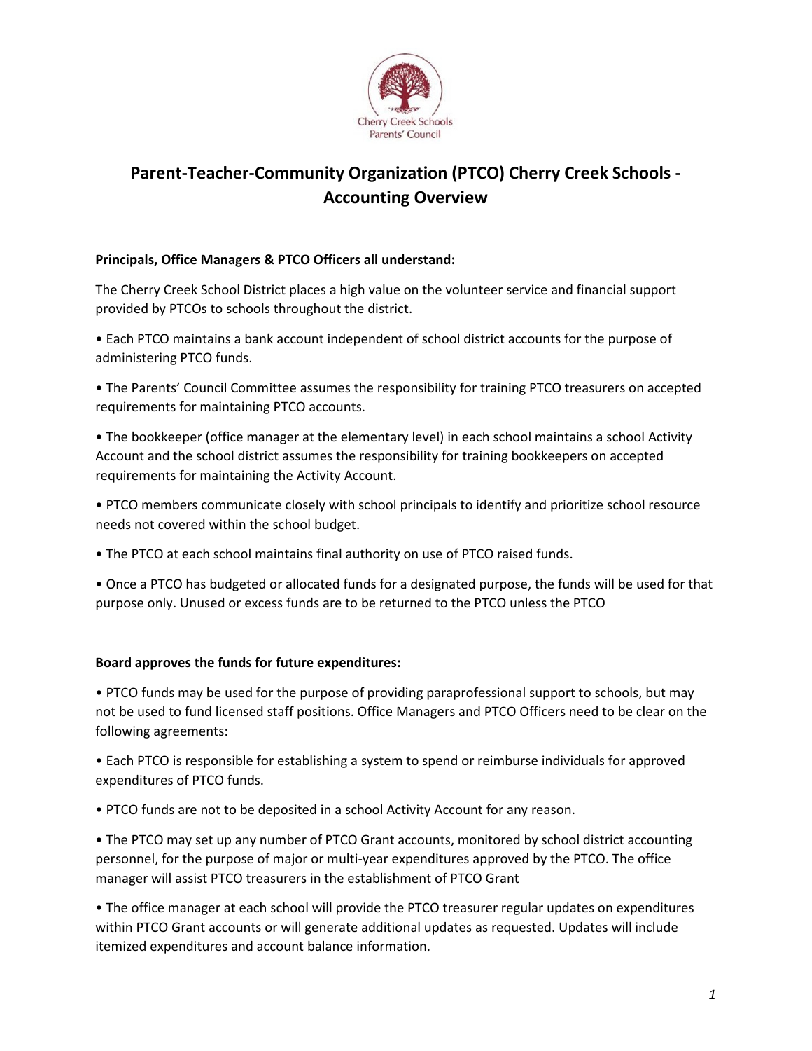Cherry Creek Schools Parents' Council

# Parent-Teacher-Community Organization (PTCO) Cherry Creek Schools - Accounting Overview

**Principals, Office Managers & PTCO Officers all understand:**

The Cherry Creek School District places a high value on the volunteer service and financial support provided by PTCOs to schools throughout the district.

- Each PTCO maintains a bank account independent of school district accounts for the purpose of administering PTCO funds.
- The Parents' Council Committee assumes the responsibility for training PTCO treasurers on accepted requirements for maintaining PTCO accounts.
- The bookkeeper (office manager at the elementary level) in each school maintains a school Activity Account and the school district assumes the responsibility for training bookkeepers on accepted requirements for maintaining the Activity Account.
- PTCO members communicate closely with school principals to identify and prioritize school resource needs not covered within the school budget.
- The PTCO at each school maintains final authority on use of PTCO raised funds.
- Once a PTCO has budgeted or allocated funds for a designated purpose, the funds will be used for that purpose only. Unused or excess funds are to be returned to the PTCO unless the PTCO

**Board approves the funds for future expenditures:**

- PTCO funds may be used for the purpose of providing paraprofessional support to schools, but may not be used to fund licensed staff positions. Office Managers and PTCO Officers need to be clear on the following agreements:
- Each PTCO is responsible for establishing a system to spend or reimburse individuals for approved expenditures of PTCO funds.
- PTCO funds are not to be deposited in a school Activity Account for any reason.
- The PTCO may set up any number of PTCO Grant accounts, monitored by school district accounting personnel, for the purpose of major or multi-year expenditures approved by the PTCO. The office manager will assist PTCO treasurers in the establishment of PTCO Grant
- The office manager at each school will provide the PTCO treasurer regular updates on expenditures within PTCO Grant accounts or will generate additional updates as requested. Updates will include itemized expenditures and account balance information.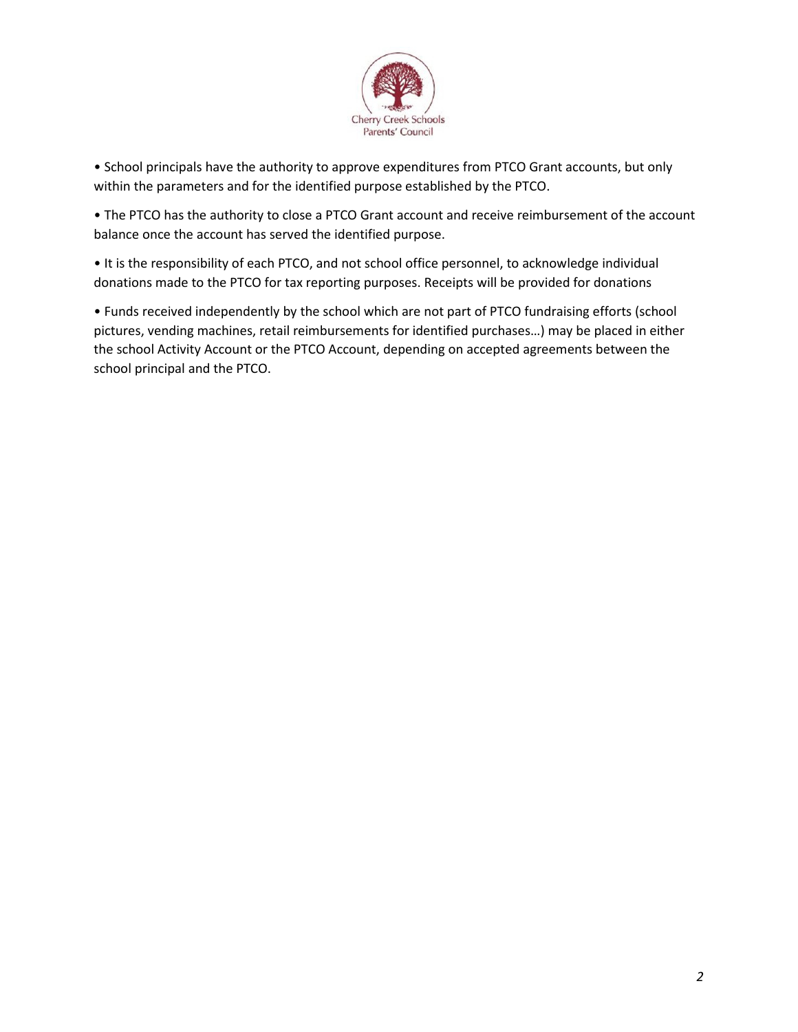- School principals have the authority to approve expenditures from PTCO Grant accounts, but only within the parameters and for the identified purpose established by the PTCO.

- The PTCO has the authority to close a PTCO Grant account and receive reimbursement of the account balance once the account has served the identified purpose.

- It is the responsibility of each PTCO, and not school office personnel, to acknowledge individual donations made to the PTCO for tax reporting purposes. Receipts will be provided for donations

- Funds received independently by the school which are not part of PTCO fundraising efforts (school pictures, vending machines, retail reimbursements for identified purchases…) may be placed in either the school Activity Account or the PTCO Account, depending on accepted agreements between the school principal and the PTCO.